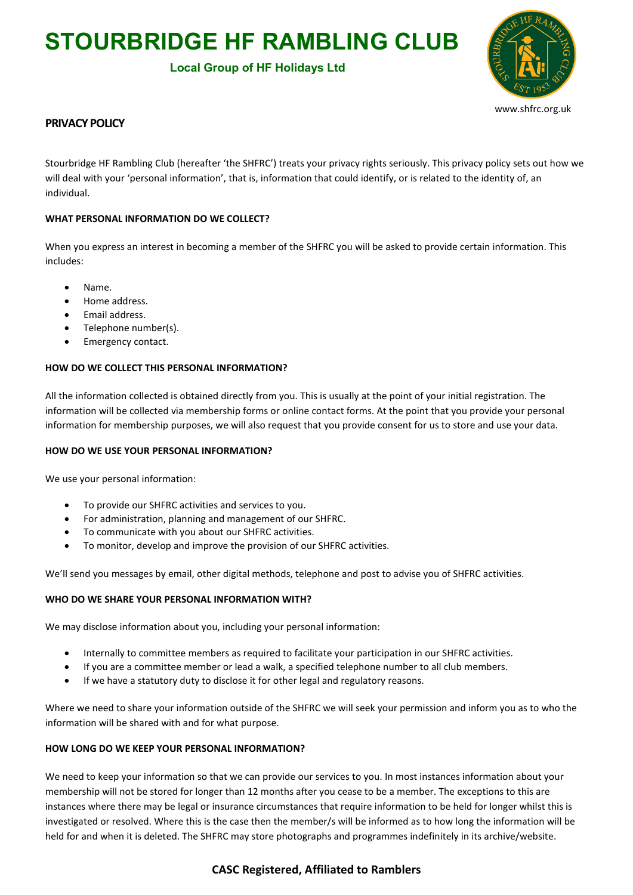# STOURBRIDGE HF RAMBLING CLUB

**Local Group of HF Holidays Ltd**

www.shfrc.org.uk

## PRIVACY POLICY

Stourbridge HF Rambling Club (hereafter 'the SHFRC') treats your privacy rights seriously. This privacy policy sets out how we will deal with your 'personal information', that is, information that could identify, or is related to the identity of, an individual.

### WHAT PERSONAL INFORMATION DO WE COLLECT?

When you express an interest in becoming a member of the SHFRC you will be asked to provide certain information. This includes:

- Name.
- Home address.
- Email address.
- Telephone number(s).
- Emergency contact.

### HOW DO WE COLLECT THIS PERSONAL INFORMATION?

All the information collected is obtained directly from you. This is usually at the point of your initial registration. The information will be collected via membership forms or online contact forms. At the point that you provide your personal information for membership purposes, we will also request that you provide consent for us to store and use your data.

### HOW DO WE USE YOUR PERSONAL INFORMATION?

We use your personal information:

- To provide our SHFRC activities and services to you.
- For administration, planning and management of our SHFRC.
- To communicate with you about our SHFRC activities.
- To monitor, develop and improve the provision of our SHFRC activities.

We'll send you messages by email, other digital methods, telephone and post to advise you of SHFRC activities.

### WHO DO WE SHARE YOUR PERSONAL INFORMATION WITH?

We may disclose information about you, including your personal information:

- Internally to committee members as required to facilitate your participation in our SHFRC activities.
- If you are a committee member or lead a walk, a specified telephone number to all club members.
- If we have a statutory duty to disclose it for other legal and regulatory reasons.

Where we need to share your information outside of the SHFRC we will seek your permission and inform you as to who the information will be shared with and for what purpose.

### HOW LONG DO WE KEEP YOUR PERSONAL INFORMATION?

We need to keep your information so that we can provide our services to you. In most instances information about your membership will not be stored for longer than 12 months after you cease to be a member. The exceptions to this are instances where there may be legal or insurance circumstances that require information to be held for longer whilst this is investigated or resolved. Where this is the case then the member/s will be informed as to how long the information will be held for and when it is deleted. The SHFRC may store photographs and programmes indefinitely in its archive/website.

**CASC Registered, Affiliated to Ramblers**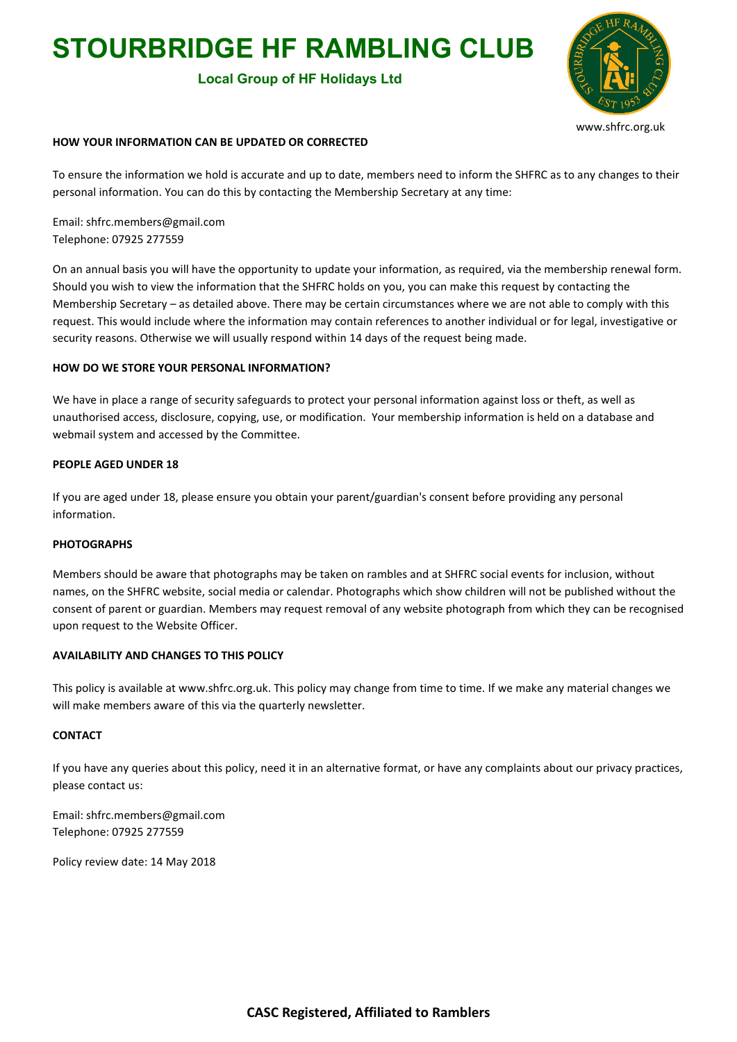# STOURBRIDGE HF RAMBLING CLUB

**Local Group of HF Holidays Ltd**

www.shfrc.org.uk

**HOW YOUR INFORMATION CAN BE UPDATED OR CORRECTED**

To ensure the information we hold is accurate and up to date, members need to inform the SHFRC as to any changes to their personal information. You can do this by contacting the Membership Secretary at any time:

Email: shfrc.members@gmail.com
Telephone: 07925 277559

On an annual basis you will have the opportunity to update your information, as required, via the membership renewal form. Should you wish to view the information that the SHFRC holds on you, you can make this request by contacting the Membership Secretary – as detailed above. There may be certain circumstances where we are not able to comply with this request. This would include where the information may contain references to another individual or for legal, investigative or security reasons. Otherwise we will usually respond within 14 days of the request being made.

**HOW DO WE STORE YOUR PERSONAL INFORMATION?**

We have in place a range of security safeguards to protect your personal information against loss or theft, as well as unauthorised access, disclosure, copying, use, or modification. Your membership information is held on a database and webmail system and accessed by the Committee.

**PEOPLE AGED UNDER 18**

If you are aged under 18, please ensure you obtain your parent/guardian's consent before providing any personal information.

**PHOTOGRAPHS**

Members should be aware that photographs may be taken on rambles and at SHFRC social events for inclusion, without names, on the SHFRC website, social media or calendar. Photographs which show children will not be published without the consent of parent or guardian. Members may request removal of any website photograph from which they can be recognised upon request to the Website Officer.

**AVAILABILITY AND CHANGES TO THIS POLICY**

This policy is available at www.shfrc.org.uk. This policy may change from time to time. If we make any material changes we will make members aware of this via the quarterly newsletter.

**CONTACT**

If you have any queries about this policy, need it in an alternative format, or have any complaints about our privacy practices, please contact us:

Email: shfrc.members@gmail.com
Telephone: 07925 277559

Policy review date: 14 May 2018

**CASC Registered, Affiliated to Ramblers**